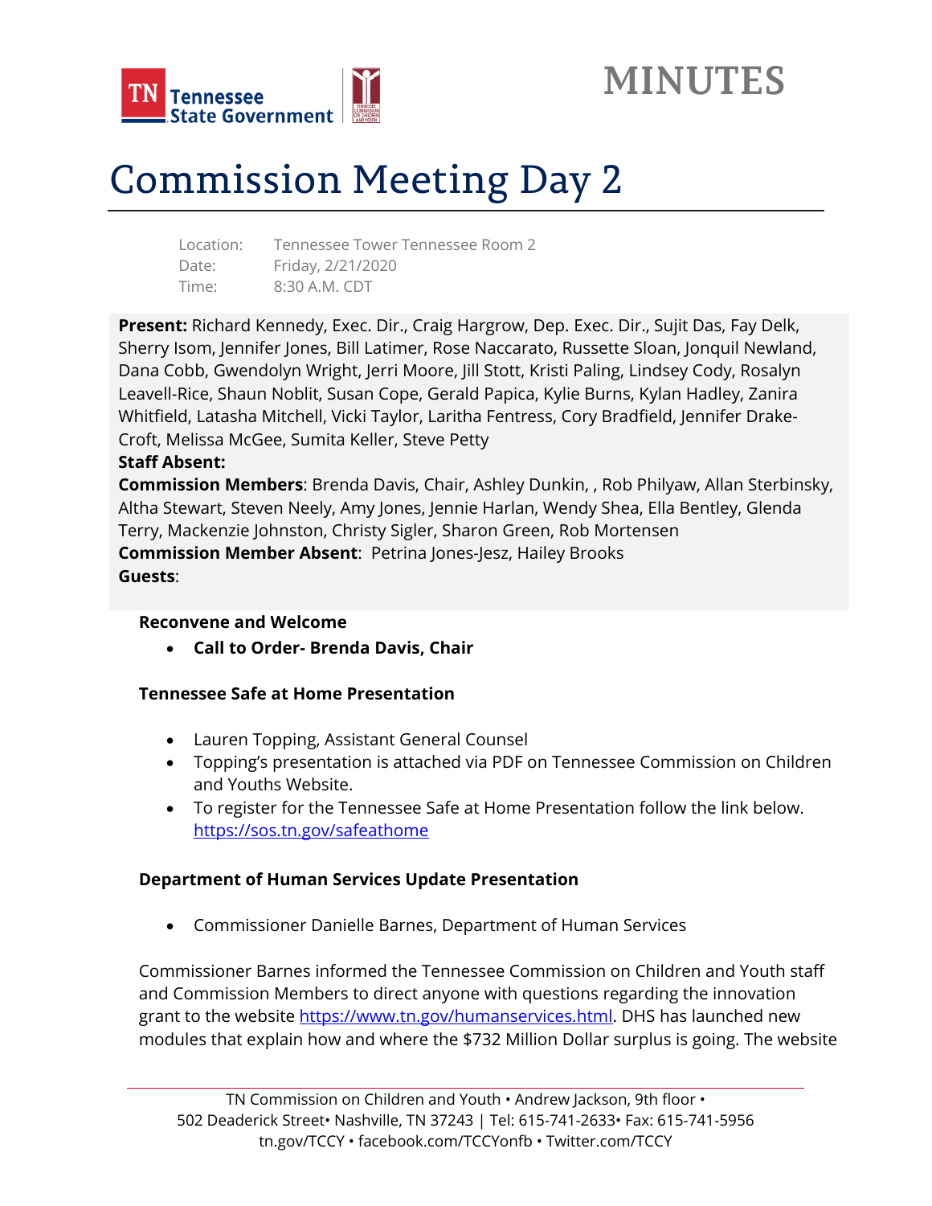# MINUTES

# Commission Meeting Day 2

Location: Tennessee Tower Tennessee Room 2
Date: Friday, 2/21/2020
Time: 8:30 A.M. CDT

**Present:** Richard Kennedy, Exec. Dir., Craig Hargrow, Dep. Exec. Dir., Sujit Das, Fay Delk, Sherry Isom, Jennifer Jones, Bill Latimer, Rose Naccarato, Russette Sloan, Jonquil Newland, Dana Cobb, Gwendolyn Wright, Jerri Moore, Jill Stott, Kristi Paling, Lindsey Cody, Rosalyn Leavell-Rice, Shaun Noblit, Susan Cope, Gerald Papica, Kylie Burns, Kylan Hadley, Zanira Whitfield, Latasha Mitchell, Vicki Taylor, Laritha Fentress, Cory Bradfield, Jennifer Drake-Croft, Melissa McGee, Sumita Keller, Steve Petty
**Staff Absent:**
**Commission Members**: Brenda Davis, Chair, Ashley Dunkin, , Rob Philyaw, Allan Sterbinsky, Altha Stewart, Steven Neely, Amy Jones, Jennie Harlan, Wendy Shea, Ella Bentley, Glenda Terry, Mackenzie Johnston, Christy Sigler, Sharon Green, Rob Mortensen
**Commission Member Absent**: Petrina Jones-Jesz, Hailey Brooks
**Guests**:

**Reconvene and Welcome**

- **Call to Order- Brenda Davis, Chair**

**Tennessee Safe at Home Presentation**

- Lauren Topping, Assistant General Counsel
- Topping's presentation is attached via PDF on Tennessee Commission on Children and Youths Website.
- To register for the Tennessee Safe at Home Presentation follow the link below. https://sos.tn.gov/safeathome

**Department of Human Services Update Presentation**

- Commissioner Danielle Barnes, Department of Human Services

Commissioner Barnes informed the Tennessee Commission on Children and Youth staff and Commission Members to direct anyone with questions regarding the innovation grant to the website https://www.tn.gov/humanservices.html. DHS has launched new modules that explain how and where the $732 Million Dollar surplus is going. The website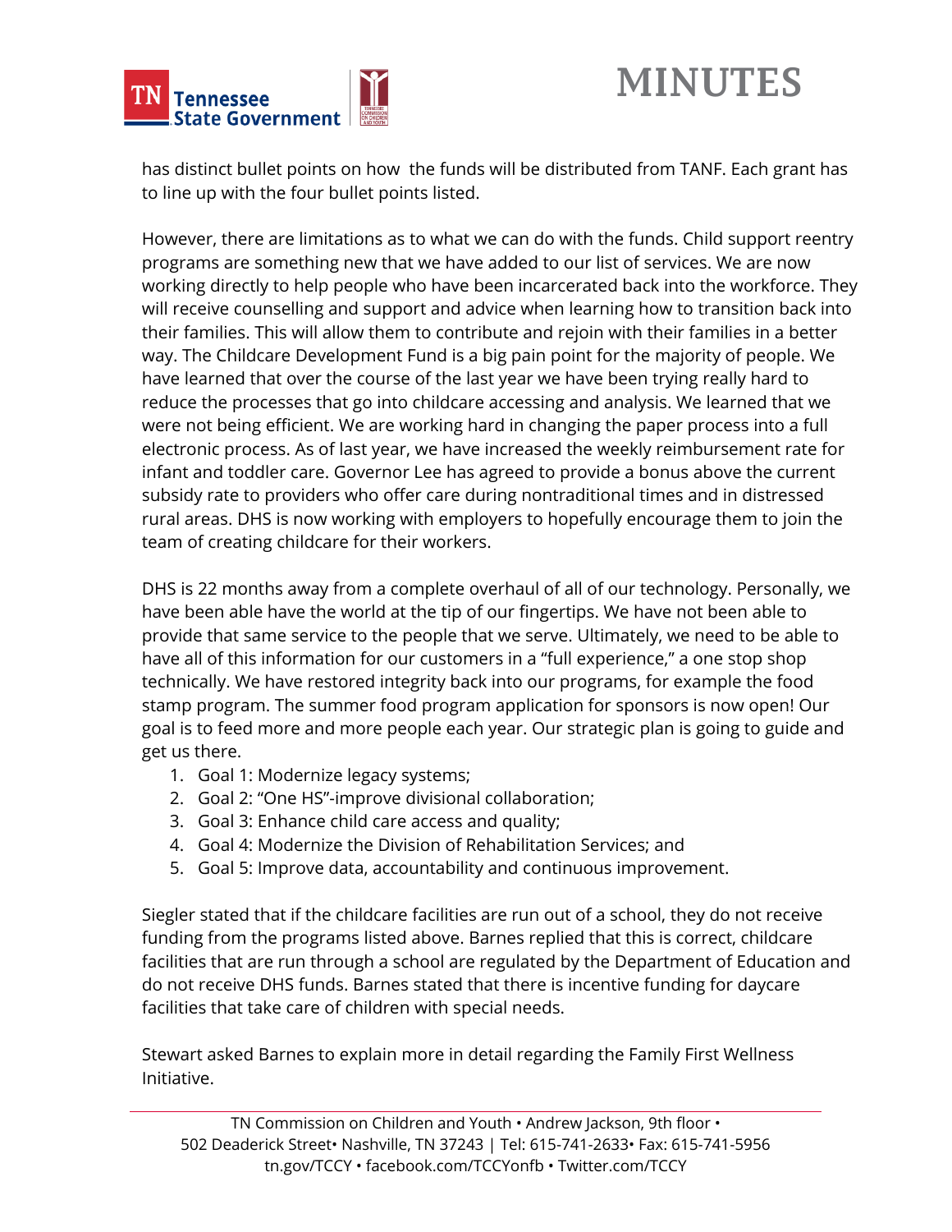has distinct bullet points on how  the funds will be distributed from TANF. Each grant has to line up with the four bullet points listed.

However, there are limitations as to what we can do with the funds. Child support reentry programs are something new that we have added to our list of services. We are now working directly to help people who have been incarcerated back into the workforce. They will receive counselling and support and advice when learning how to transition back into their families. This will allow them to contribute and rejoin with their families in a better way. The Childcare Development Fund is a big pain point for the majority of people. We have learned that over the course of the last year we have been trying really hard to reduce the processes that go into childcare accessing and analysis. We learned that we were not being efficient. We are working hard in changing the paper process into a full electronic process. As of last year, we have increased the weekly reimbursement rate for infant and toddler care. Governor Lee has agreed to provide a bonus above the current subsidy rate to providers who offer care during nontraditional times and in distressed rural areas. DHS is now working with employers to hopefully encourage them to join the team of creating childcare for their workers.

DHS is 22 months away from a complete overhaul of all of our technology. Personally, we have been able have the world at the tip of our fingertips. We have not been able to provide that same service to the people that we serve. Ultimately, we need to be able to have all of this information for our customers in a "full experience," a one stop shop technically. We have restored integrity back into our programs, for example the food stamp program. The summer food program application for sponsors is now open! Our goal is to feed more and more people each year. Our strategic plan is going to guide and get us there.

1. Goal 1: Modernize legacy systems;
2. Goal 2: "One HS"-improve divisional collaboration;
3. Goal 3: Enhance child care access and quality;
4. Goal 4: Modernize the Division of Rehabilitation Services; and
5. Goal 5: Improve data, accountability and continuous improvement.

Siegler stated that if the childcare facilities are run out of a school, they do not receive funding from the programs listed above. Barnes replied that this is correct, childcare facilities that are run through a school are regulated by the Department of Education and do not receive DHS funds. Barnes stated that there is incentive funding for daycare facilities that take care of children with special needs.

Stewart asked Barnes to explain more in detail regarding the Family First Wellness Initiative.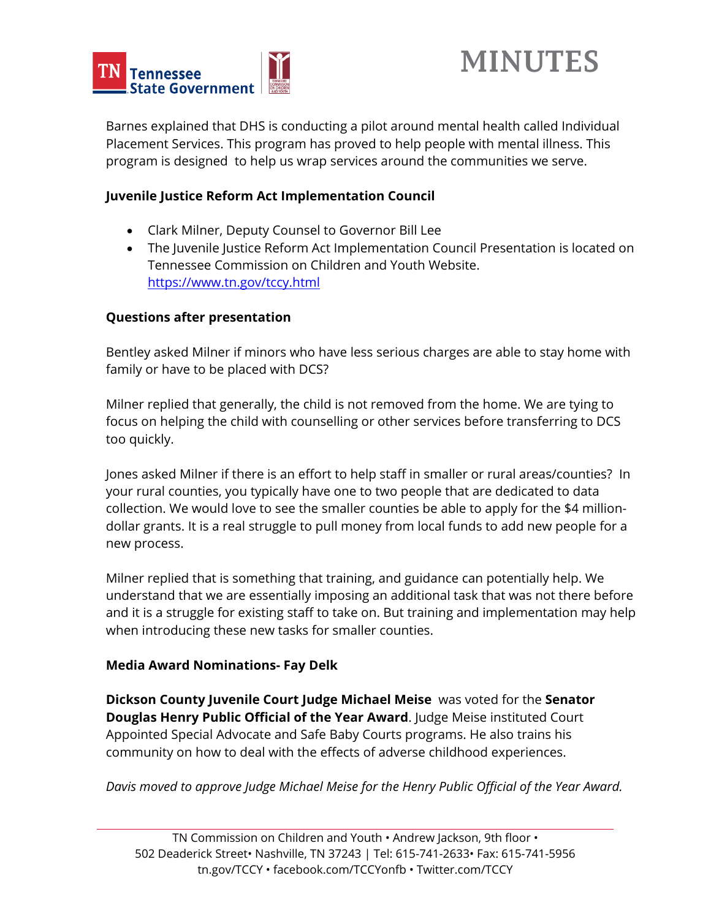Barnes explained that DHS is conducting a pilot around mental health called Individual Placement Services. This program has proved to help people with mental illness. This program is designed to help us wrap services around the communities we serve.

**Juvenile Justice Reform Act Implementation Council**

- Clark Milner, Deputy Counsel to Governor Bill Lee
- The Juvenile Justice Reform Act Implementation Council Presentation is located on Tennessee Commission on Children and Youth Website. https://www.tn.gov/tccy.html

**Questions after presentation**

Bentley asked Milner if minors who have less serious charges are able to stay home with family or have to be placed with DCS?

Milner replied that generally, the child is not removed from the home. We are tying to focus on helping the child with counselling or other services before transferring to DCS too quickly.

Jones asked Milner if there is an effort to help staff in smaller or rural areas/counties? In your rural counties, you typically have one to two people that are dedicated to data collection. We would love to see the smaller counties be able to apply for the $4 million-dollar grants. It is a real struggle to pull money from local funds to add new people for a new process.

Milner replied that is something that training, and guidance can potentially help. We understand that we are essentially imposing an additional task that was not there before and it is a struggle for existing staff to take on. But training and implementation may help when introducing these new tasks for smaller counties.

**Media Award Nominations- Fay Delk**

**Dickson County Juvenile Court Judge Michael Meise** was voted for the **Senator Douglas Henry Public Official of the Year Award**. Judge Meise instituted Court Appointed Special Advocate and Safe Baby Courts programs. He also trains his community on how to deal with the effects of adverse childhood experiences.

*Davis moved to approve Judge Michael Meise for the Henry Public Official of the Year Award.*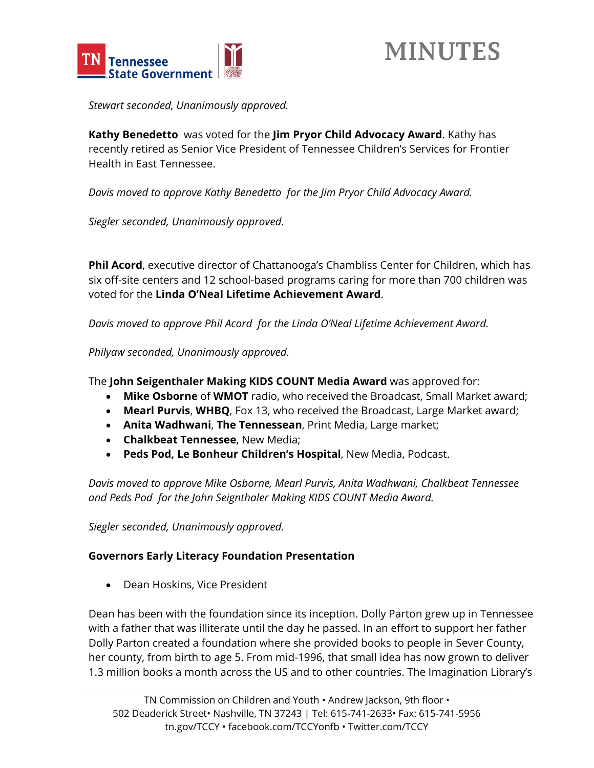*Stewart seconded, Unanimously approved.*

**Kathy Benedetto** was voted for the **Jim Pryor Child Advocacy Award**. Kathy has recently retired as Senior Vice President of Tennessee Children's Services for Frontier Health in East Tennessee.

*Davis moved to approve Kathy Benedetto for the Jim Pryor Child Advocacy Award.*

*Siegler seconded, Unanimously approved.*

**Phil Acord**, executive director of Chattanooga's Chambliss Center for Children, which has six off-site centers and 12 school-based programs caring for more than 700 children was voted for the **Linda O'Neal Lifetime Achievement Award**.

*Davis moved to approve Phil Acord for the Linda O'Neal Lifetime Achievement Award.*

*Philyaw seconded, Unanimously approved.*

The **John Seigenthaler Making KIDS COUNT Media Award** was approved for:

- **Mike Osborne** of **WMOT** radio, who received the Broadcast, Small Market award;
- **Mearl Purvis**, **WHBQ**, Fox 13, who received the Broadcast, Large Market award;
- **Anita Wadhwani**, **The Tennessean**, Print Media, Large market;
- **Chalkbeat Tennessee**, New Media;
- **Peds Pod, Le Bonheur Children's Hospital**, New Media, Podcast.

*Davis moved to approve Mike Osborne, Mearl Purvis, Anita Wadhwani, Chalkbeat Tennessee and Peds Pod for the John Seignthaler Making KIDS COUNT Media Award.*

*Siegler seconded, Unanimously approved.*

**Governors Early Literacy Foundation Presentation**

- Dean Hoskins, Vice President

Dean has been with the foundation since its inception. Dolly Parton grew up in Tennessee with a father that was illiterate until the day he passed. In an effort to support her father Dolly Parton created a foundation where she provided books to people in Sever County, her county, from birth to age 5. From mid-1996, that small idea has now grown to deliver 1.3 million books a month across the US and to other countries. The Imagination Library's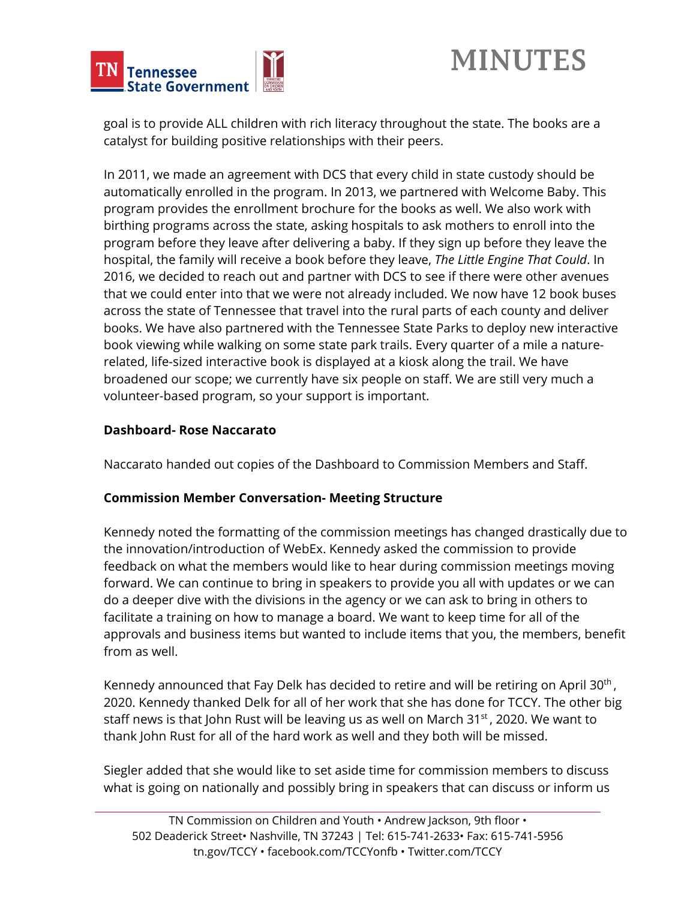goal is to provide ALL children with rich literacy throughout the state. The books are a catalyst for building positive relationships with their peers.

In 2011, we made an agreement with DCS that every child in state custody should be automatically enrolled in the program. In 2013, we partnered with Welcome Baby. This program provides the enrollment brochure for the books as well. We also work with birthing programs across the state, asking hospitals to ask mothers to enroll into the program before they leave after delivering a baby. If they sign up before they leave the hospital, the family will receive a book before they leave, *The Little Engine That Could*. In 2016, we decided to reach out and partner with DCS to see if there were other avenues that we could enter into that we were not already included. We now have 12 book buses across the state of Tennessee that travel into the rural parts of each county and deliver books. We have also partnered with the Tennessee State Parks to deploy new interactive book viewing while walking on some state park trails. Every quarter of a mile a nature-related, life-sized interactive book is displayed at a kiosk along the trail. We have broadened our scope; we currently have six people on staff. We are still very much a volunteer-based program, so your support is important.

**Dashboard- Rose Naccarato**

Naccarato handed out copies of the Dashboard to Commission Members and Staff.

**Commission Member Conversation- Meeting Structure**

Kennedy noted the formatting of the commission meetings has changed drastically due to the innovation/introduction of WebEx. Kennedy asked the commission to provide feedback on what the members would like to hear during commission meetings moving forward. We can continue to bring in speakers to provide you all with updates or we can do a deeper dive with the divisions in the agency or we can ask to bring in others to facilitate a training on how to manage a board. We want to keep time for all of the approvals and business items but wanted to include items that you, the members, benefit from as well.

Kennedy announced that Fay Delk has decided to retire and will be retiring on April 30th, 2020. Kennedy thanked Delk for all of her work that she has done for TCCY. The other big staff news is that John Rust will be leaving us as well on March 31st, 2020. We want to thank John Rust for all of the hard work as well and they both will be missed.

Siegler added that she would like to set aside time for commission members to discuss what is going on nationally and possibly bring in speakers that can discuss or inform us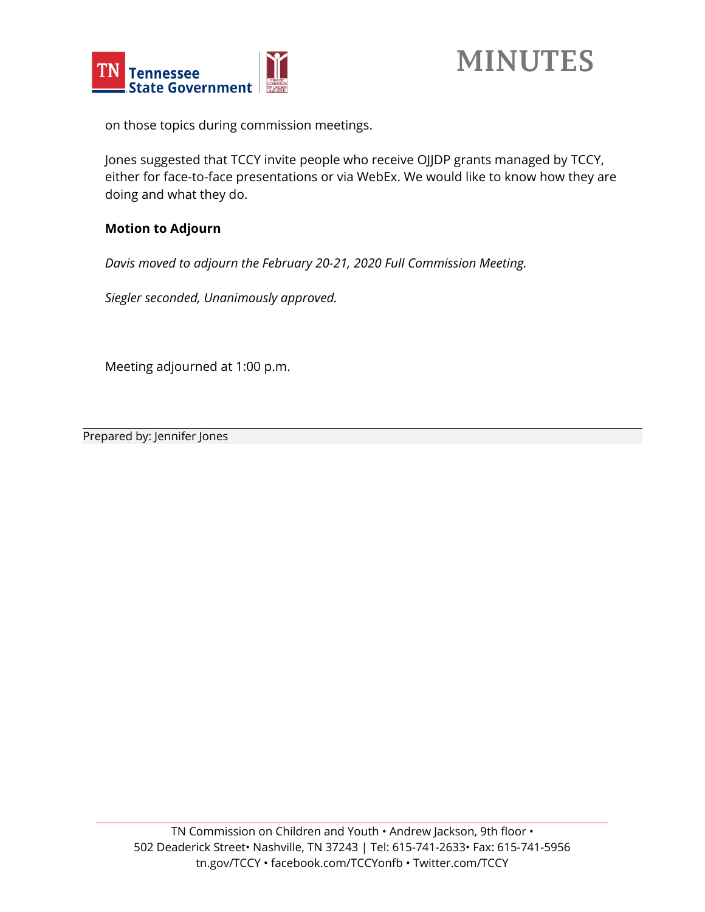on those topics during commission meetings.

Jones suggested that TCCY invite people who receive OJJDP grants managed by TCCY, either for face-to-face presentations or via WebEx. We would like to know how they are doing and what they do.

**Motion to Adjourn**

*Davis moved to adjourn the February 20-21, 2020 Full Commission Meeting.*

*Siegler seconded, Unanimously approved.*

Meeting adjourned at 1:00 p.m.

Prepared by: Jennifer Jones